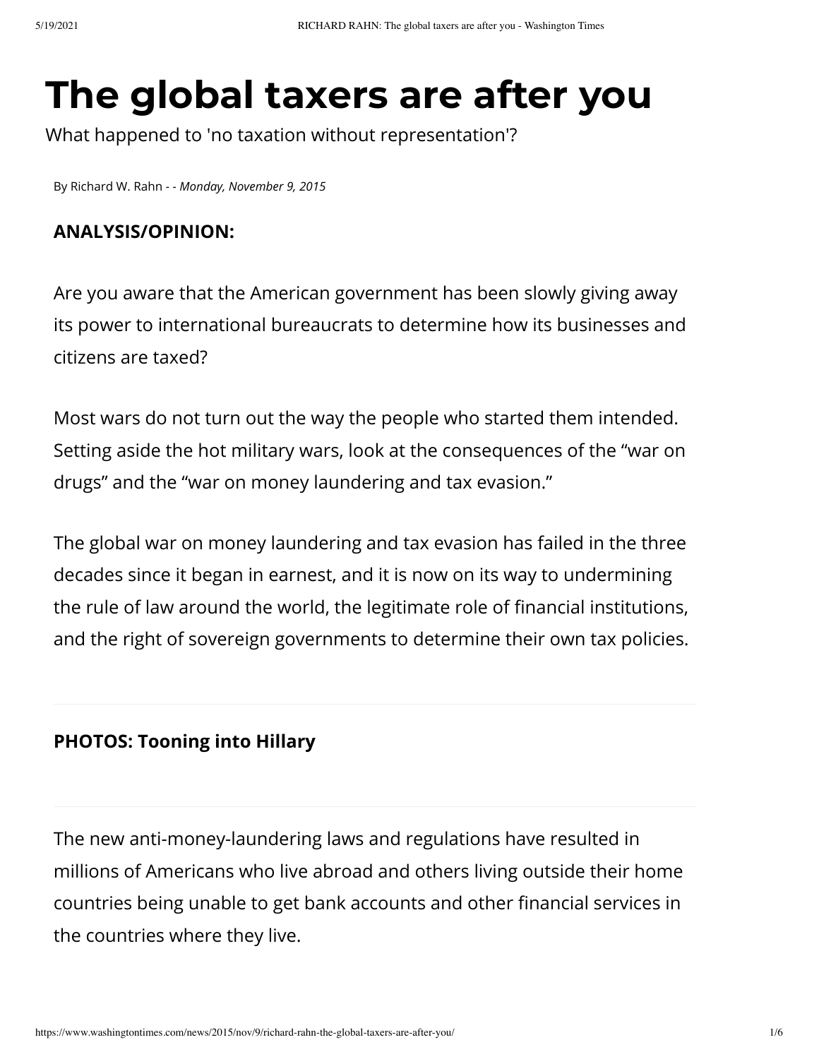# The global taxers are after you

What happened to 'no taxation without representation'?

By Richard W. Rahn - - *Monday, November 9, 2015*

**ANALYSIS/OPINION:**

Are you aware that the American government has been slowly giving away its power to international bureaucrats to determine how its businesses and citizens are taxed?

Most wars do not turn out the way the people who started them intended. Setting aside the hot military wars, look at the consequences of the "war on drugs" and the "war on money laundering and tax evasion."

The global war on money laundering and tax evasion has failed in the three decades since it began in earnest, and it is now on its way to undermining the rule of law around the world, the legitimate role of financial institutions, and the right of sovereign governments to determine their own tax policies.

**PHOTOS: Tooning into Hillary**

The new anti-money-laundering laws and regulations have resulted in millions of Americans who live abroad and others living outside their home countries being unable to get bank accounts and other financial services in the countries where they live.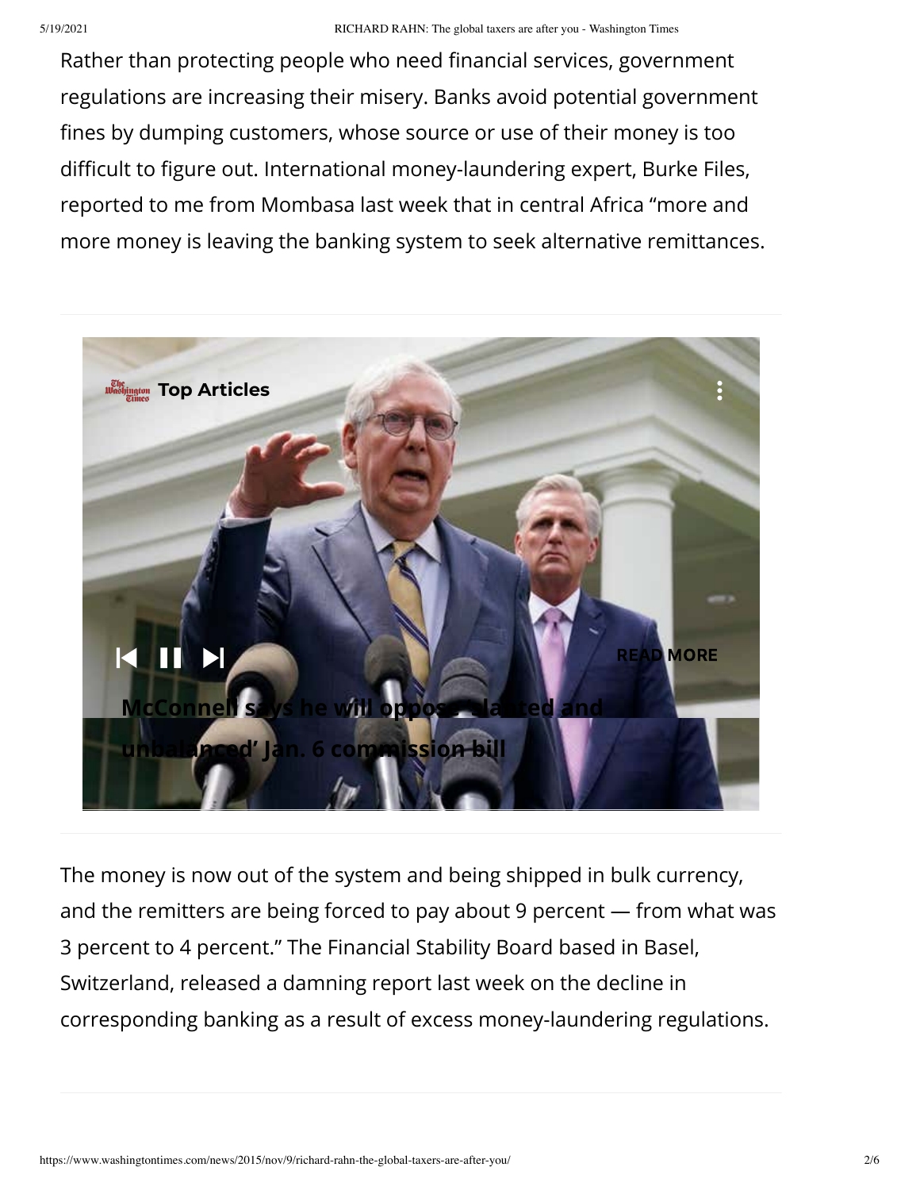Rather than protecting people who need financial services, government regulations are increasing their misery. Banks avoid potential government fines by dumping customers, whose source or use of their money is too difficult to figure out. International money-laundering expert, Burke Files, reported to me from Mombasa last week that in central Africa "more and more money is leaving the banking system to seek alternative remittances.

The money is now out of the system and being shipped in bulk currency, and the remitters are being forced to pay about 9 percent — from what was 3 percent to 4 percent." The Financial Stability Board based in Basel, Switzerland, released a damning report last week on the decline in corresponding banking as a result of excess money-laundering regulations.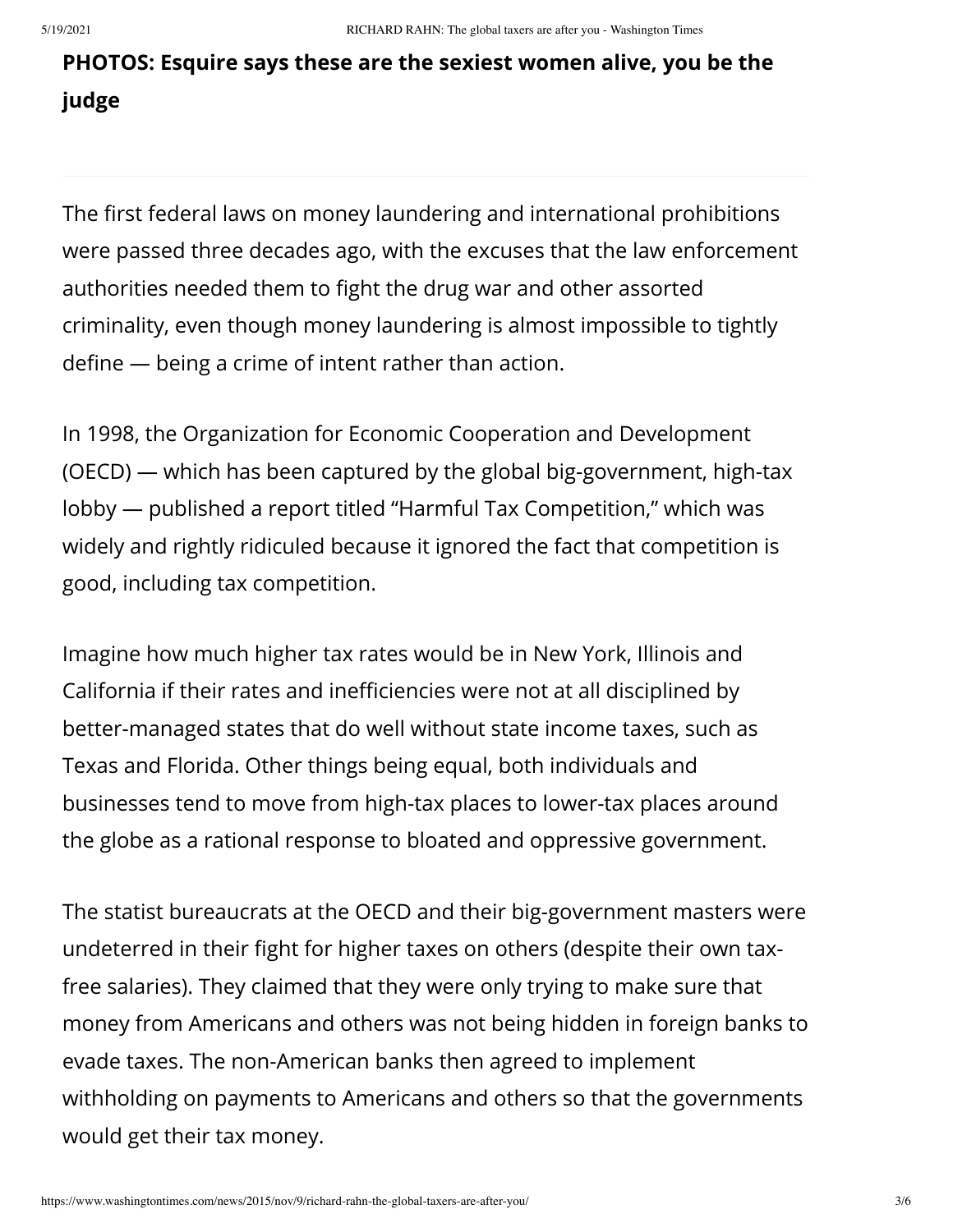**PHOTOS: Esquire says these are the sexiest women alive, you be the judge**

---

The first federal laws on money laundering and international prohibitions were passed three decades ago, with the excuses that the law enforcement authorities needed them to fight the drug war and other assorted criminality, even though money laundering is almost impossible to tightly define — being a crime of intent rather than action.

In 1998, the Organization for Economic Cooperation and Development (OECD) — which has been captured by the global big-government, high-tax lobby — published a report titled "Harmful Tax Competition," which was widely and rightly ridiculed because it ignored the fact that competition is good, including tax competition.

Imagine how much higher tax rates would be in New York, Illinois and California if their rates and inefficiencies were not at all disciplined by better-managed states that do well without state income taxes, such as Texas and Florida. Other things being equal, both individuals and businesses tend to move from high-tax places to lower-tax places around the globe as a rational response to bloated and oppressive government.

The statist bureaucrats at the OECD and their big-government masters were undeterred in their fight for higher taxes on others (despite their own tax-free salaries). They claimed that they were only trying to make sure that money from Americans and others was not being hidden in foreign banks to evade taxes. The non-American banks then agreed to implement withholding on payments to Americans and others so that the governments would get their tax money.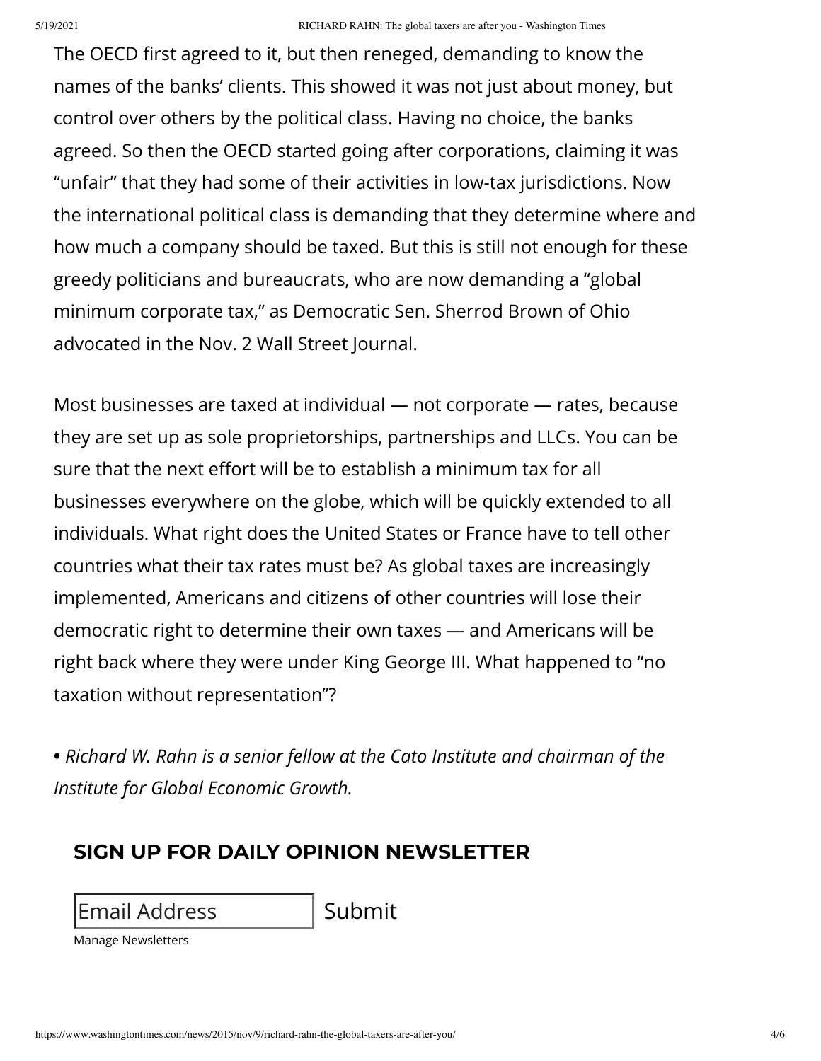The OECD first agreed to it, but then reneged, demanding to know the names of the banks' clients. This showed it was not just about money, but control over others by the political class. Having no choice, the banks agreed. So then the OECD started going after corporations, claiming it was "unfair" that they had some of their activities in low-tax jurisdictions. Now the international political class is demanding that they determine where and how much a company should be taxed. But this is still not enough for these greedy politicians and bureaucrats, who are now demanding a "global minimum corporate tax," as Democratic Sen. Sherrod Brown of Ohio advocated in the Nov. 2 Wall Street Journal.

Most businesses are taxed at individual — not corporate — rates, because they are set up as sole proprietorships, partnerships and LLCs. You can be sure that the next effort will be to establish a minimum tax for all businesses everywhere on the globe, which will be quickly extended to all individuals. What right does the United States or France have to tell other countries what their tax rates must be? As global taxes are increasingly implemented, Americans and citizens of other countries will lose their democratic right to determine their own taxes — and Americans will be right back where they were under King George III. What happened to "no taxation without representation"?

• *Richard W. Rahn is a senior fellow at the Cato Institute and chairman of the Institute for Global Economic Growth.*

## SIGN UP FOR DAILY OPINION NEWSLETTER

Email Address Submit

Manage Newsletters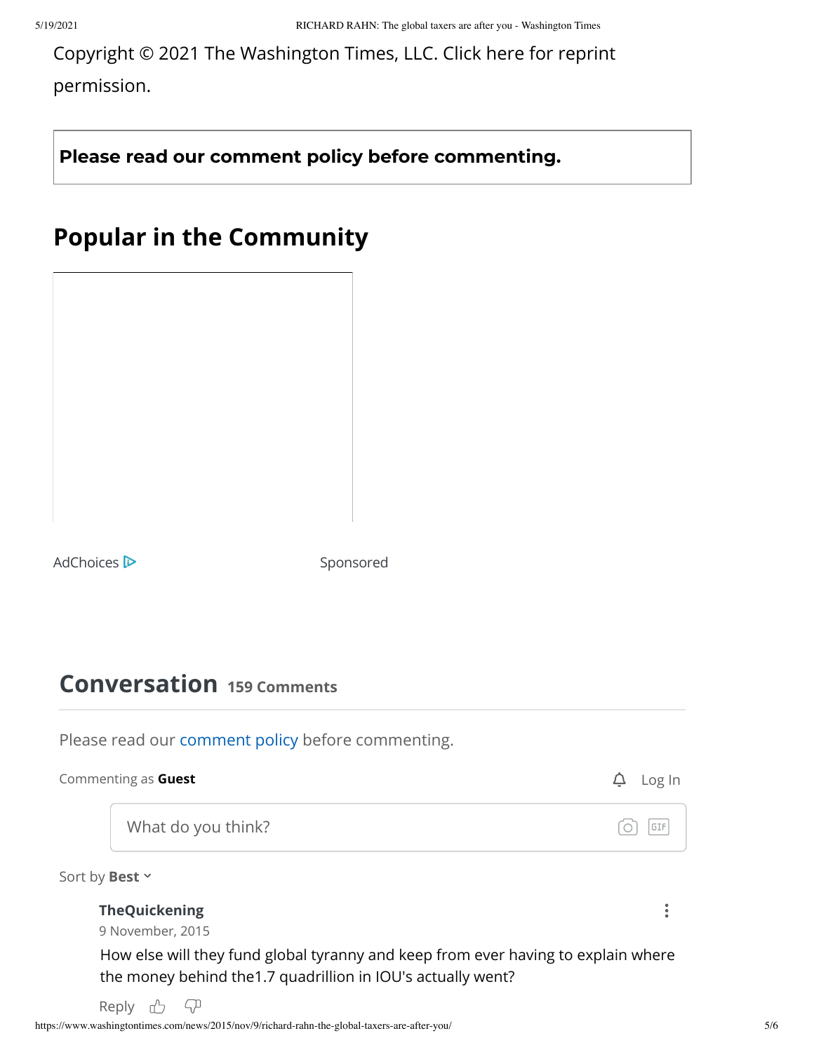Copyright © 2021 The Washington Times, LLC. Click here for reprint permission.

**Please read our comment policy before commenting.**

## Popular in the Community

AdChoices Sponsored

## Conversation 159 Comments

Please read our comment policy before commenting.

Commenting as **Guest** Log In

What do you think?

Sort by **Best**

**TheQuickening**
9 November, 2015

How else will they fund global tyranny and keep from ever having to explain where the money behind the1.7 quadrillion in IOU's actually went?

Reply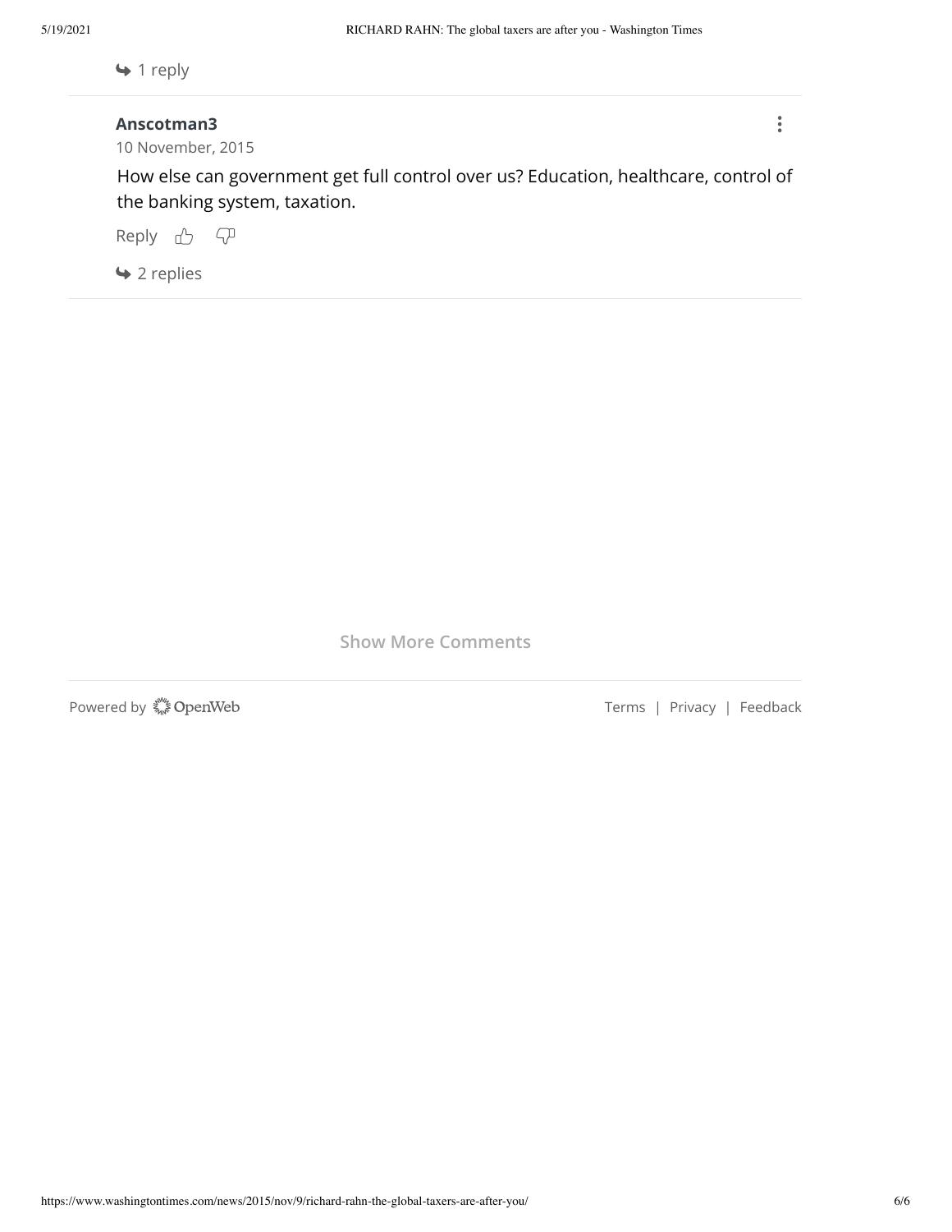↳ 1 reply

**Anscotman3**

10 November, 2015

How else can government get full control over us? Education, healthcare, control of the banking system, taxation.

Reply

↳ 2 replies

Show More Comments

Powered by OpenWeb

Terms | Privacy | Feedback